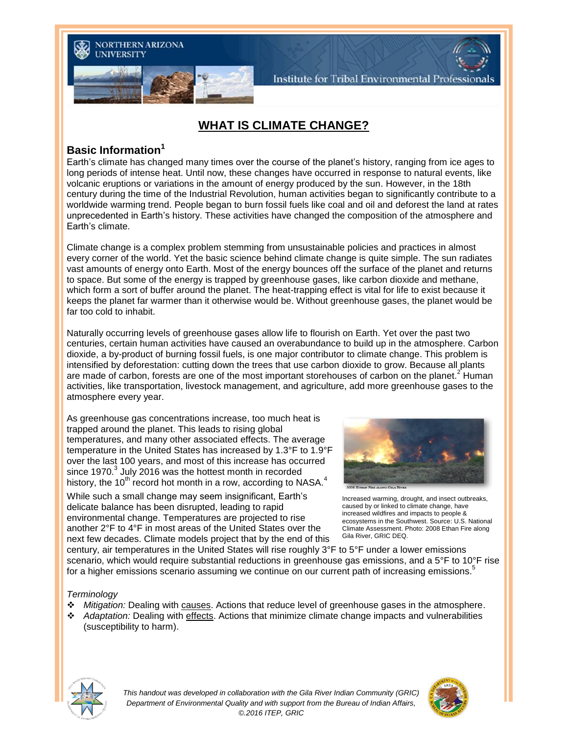Institute for Tribal Environmental Professionals

# WHAT IS CLIMATE CHANGE?

## Basic Information[1]

Earth's climate has changed many times over the course of the planet's history, ranging from ice ages to long periods of intense heat. Until now, these changes have occurred in response to natural events, like volcanic eruptions or variations in the amount of energy produced by the sun. However, in the 18th century during the time of the Industrial Revolution, human activities began to significantly contribute to a worldwide warming trend. People began to burn fossil fuels like coal and oil and deforest the land at rates unprecedented in Earth's history. These activities have changed the composition of the atmosphere and Earth's climate.

Climate change is a complex problem stemming from unsustainable policies and practices in almost every corner of the world. Yet the basic science behind climate change is quite simple. The sun radiates vast amounts of energy onto Earth. Most of the energy bounces off the surface of the planet and returns to space. But some of the energy is trapped by greenhouse gases, like carbon dioxide and methane, which form a sort of buffer around the planet. The heat-trapping effect is vital for life to exist because it keeps the planet far warmer than it otherwise would be. Without greenhouse gases, the planet would be far too cold to inhabit.

Naturally occurring levels of greenhouse gases allow life to flourish on Earth. Yet over the past two centuries, certain human activities have caused an overabundance to build up in the atmosphere. Carbon dioxide, a by-product of burning fossil fuels, is one major contributor to climate change. This problem is intensified by deforestation: cutting down the trees that use carbon dioxide to grow. Because all plants are made of carbon, forests are one of the most important storehouses of carbon on the planet.[2] Human activities, like transportation, livestock management, and agriculture, add more greenhouse gases to the atmosphere every year.

As greenhouse gas concentrations increase, too much heat is trapped around the planet. This leads to rising global temperatures, and many other associated effects. The average temperature in the United States has increased by 1.3°F to 1.9°F over the last 100 years, and most of this increase has occurred since 1970.[3] July 2016 was the hottest month in recorded history, the 10th record hot month in a row, according to NASA.[4]

While such a small change may seem insignificant, Earth's delicate balance has been disrupted, leading to rapid environmental change. Temperatures are projected to rise another 2°F to 4°F in most areas of the United States over the next few decades. Climate models project that by the end of this century, air temperatures in the United States will rise roughly 3°F to 5°F under a lower emissions scenario, which would require substantial reductions in greenhouse gas emissions, and a 5°F to 10°F rise for a higher emissions scenario assuming we continue on our current path of increasing emissions.[5]

2008 Ethan Fire along Gila River

Increased warming, drought, and insect outbreaks, caused by or linked to climate change, have increased wildfires and impacts to people & ecosystems in the Southwest. Source: U.S. National Climate Assessment. Photo: 2008 Ethan Fire along Gila River, GRIC DEQ.

*Terminology*

- *Mitigation:* Dealing with causes. Actions that reduce level of greenhouse gases in the atmosphere.
- *Adaptation:* Dealing with effects. Actions that minimize climate change impacts and vulnerabilities (susceptibility to harm).

*This handout was developed in collaboration with the Gila River Indian Community (GRIC) Department of Environmental Quality and with support from the Bureau of Indian Affairs, ©2016 ITEP, GRIC*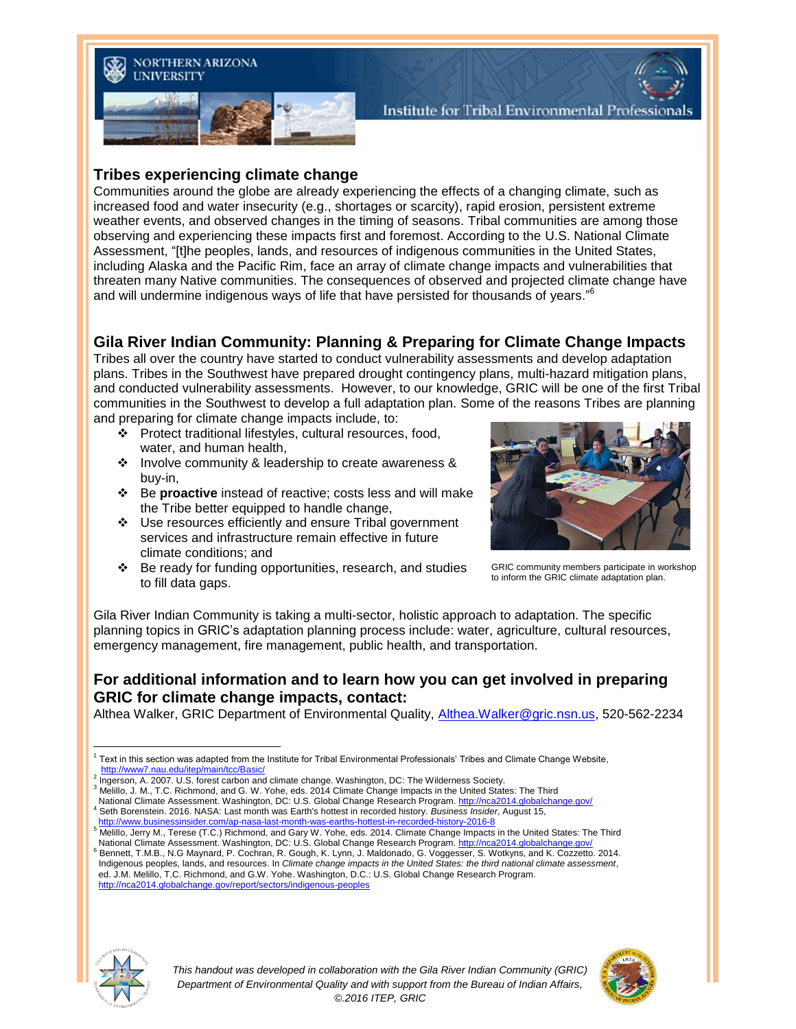## Tribes experiencing climate change

Communities around the globe are already experiencing the effects of a changing climate, such as increased food and water insecurity (e.g., shortages or scarcity), rapid erosion, persistent extreme weather events, and observed changes in the timing of seasons. Tribal communities are among those observing and experiencing these impacts first and foremost. According to the U.S. National Climate Assessment, "[t]he peoples, lands, and resources of indigenous communities in the United States, including Alaska and the Pacific Rim, face an array of climate change impacts and vulnerabilities that threaten many Native communities. The consequences of observed and projected climate change have and will undermine indigenous ways of life that have persisted for thousands of years."[6]

## Gila River Indian Community: Planning & Preparing for Climate Change Impacts

Tribes all over the country have started to conduct vulnerability assessments and develop adaptation plans. Tribes in the Southwest have prepared drought contingency plans, multi-hazard mitigation plans, and conducted vulnerability assessments. However, to our knowledge, GRIC will be one of the first Tribal communities in the Southwest to develop a full adaptation plan. Some of the reasons Tribes are planning and preparing for climate change impacts include, to:

- Protect traditional lifestyles, cultural resources, food, water, and human health,
- Involve community & leadership to create awareness & buy-in,
- Be **proactive** instead of reactive; costs less and will make the Tribe better equipped to handle change,
- Use resources efficiently and ensure Tribal government services and infrastructure remain effective in future climate conditions; and
- Be ready for funding opportunities, research, and studies to fill data gaps.

GRIC community members participate in workshop to inform the GRIC climate adaptation plan.

Gila River Indian Community is taking a multi-sector, holistic approach to adaptation. The specific planning topics in GRIC's adaptation planning process include: water, agriculture, cultural resources, emergency management, fire management, public health, and transportation.

## For additional information and to learn how you can get involved in preparing GRIC for climate change impacts, contact:

Althea Walker, GRIC Department of Environmental Quality, Althea.Walker@gric.nsn.us, 520-562-2234

---

[1] Text in this section was adapted from the Institute for Tribal Environmental Professionals' Tribes and Climate Change Website, http://www7.nau.edu/itep/main/tcc/Basic/

[2] Ingerson, A. 2007. U.S. forest carbon and climate change. Washington, DC: The Wilderness Society.

[3] Melillo, J. M., T.C. Richmond, and G. W. Yohe, eds. 2014 Climate Change Impacts in the United States: The Third National Climate Assessment. Washington, DC: U.S. Global Change Research Program. http://nca2014.globalchange.gov/

[4] Seth Borenstein. 2016. NASA: Last month was Earth's hottest in recorded history. *Business Insider*, August 15, http://www.businessinsider.com/ap-nasa-last-month-was-earths-hottest-in-recorded-history-2016-8

[5] Melillo, Jerry M., Terese (T.C.) Richmond, and Gary W. Yohe, eds. 2014. Climate Change Impacts in the United States: The Third National Climate Assessment. Washington, DC: U.S. Global Change Research Program. http://nca2014.globalchange.gov/

[6] Bennett, T.M.B., N.G Maynard, P. Cochran, R. Gough, K. Lynn, J. Maldonado, G. Voggesser, S. Wotkyns, and K. Cozzetto. 2014. Indigenous peoples, lands, and resources. In *Climate change impacts in the United States: the third national climate assessment*, ed. J.M. Melillo, T.C. Richmond, and G.W. Yohe. Washington, D.C.: U.S. Global Change Research Program. http://nca2014.globalchange.gov/report/sectors/indigenous-peoples

*This handout was developed in collaboration with the Gila River Indian Community (GRIC) Department of Environmental Quality and with support from the Bureau of Indian Affairs, ©.2016 ITEP, GRIC*